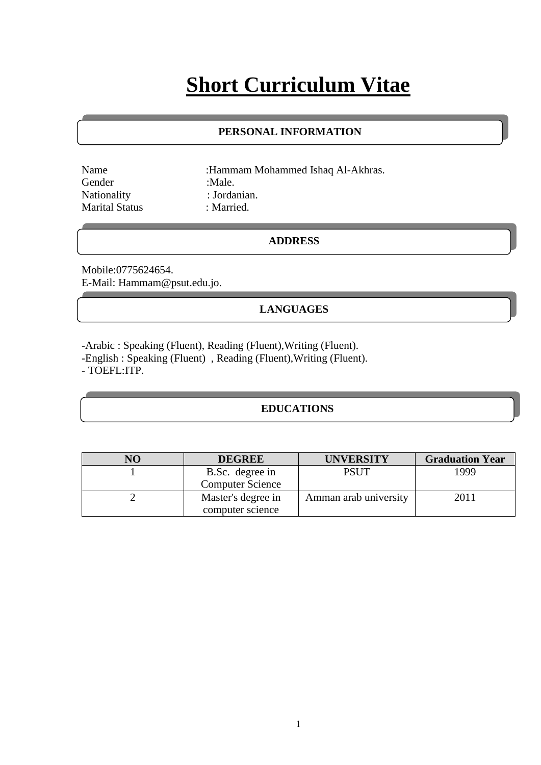# Short Curriculum Vitae

## PERSONAL INFORMATION

Name :Hammam Mohammed Ishaq Al-Akhras.
Gender :Male.
Nationality : Jordanian.
Marital Status : Married.

## ADDRESS

Mobile:0775624654.
E-Mail: Hammam@psut.edu.jo.

## LANGUAGES

-Arabic : Speaking (Fluent), Reading (Fluent),Writing (Fluent).
-English : Speaking (Fluent) , Reading (Fluent),Writing (Fluent).
- TOEFL:ITP.

## EDUCATIONS

| NO | DEGREE | UNVERSITY | Graduation Year |
|---|---|---|---|
| 1 | B.Sc. degree in Computer Science | PSUT | 1999 |
| 2 | Master's degree in computer science | Amman arab university | 2011 |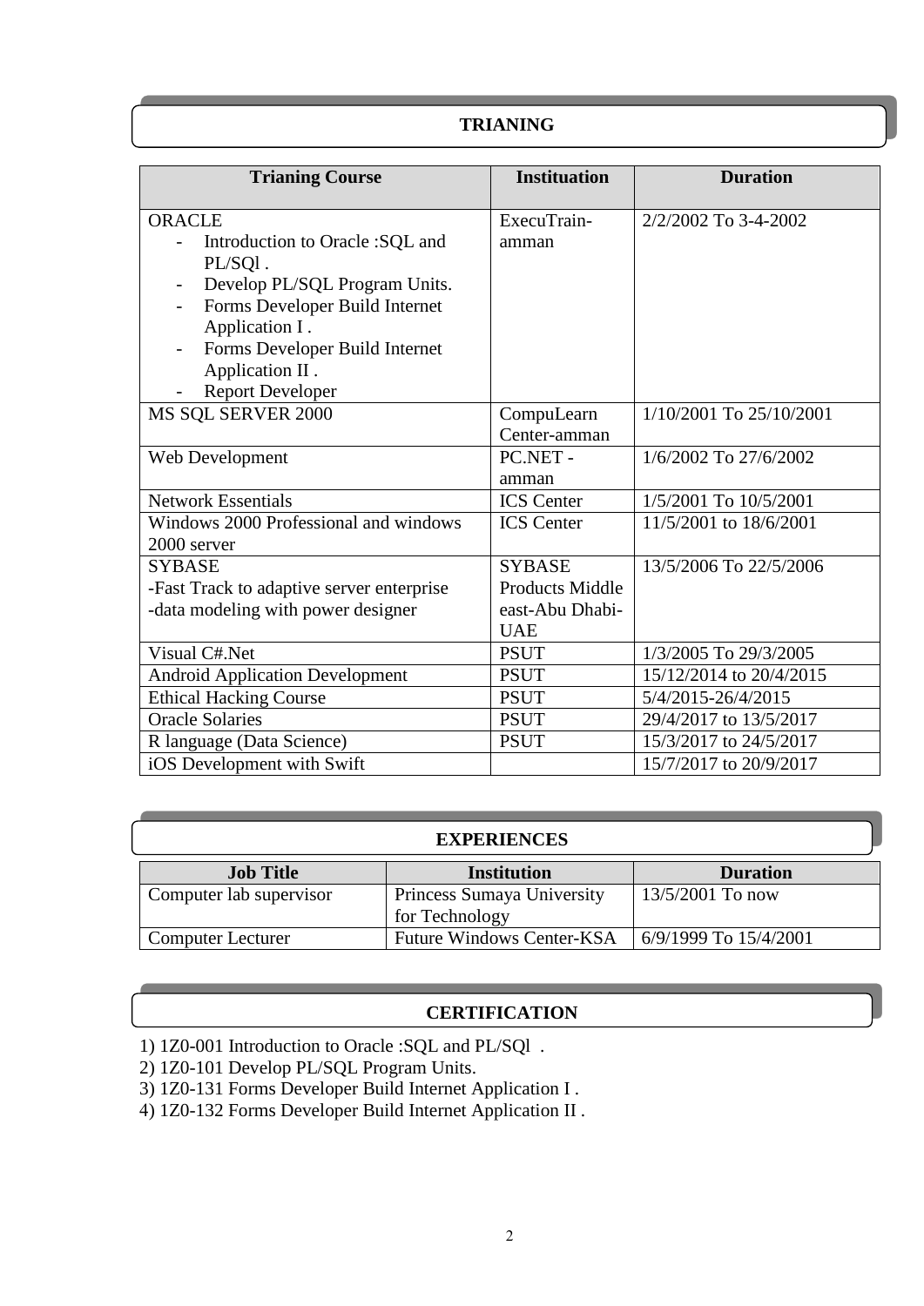## TRIANING

| Trianing Course | Instituation | Duration |
|---|---|---|
| ORACLE<br>- Introduction to Oracle :SQL and PL/SQl .<br>- Develop PL/SQL Program Units.<br>- Forms Developer Build Internet Application I .<br>- Forms Developer Build Internet Application II .<br>- Report Developer | ExecuTrain-amman | 2/2/2002 To 3-4-2002 |
| MS SQL SERVER 2000 | CompuLearn Center-amman | 1/10/2001 To 25/10/2001 |
| Web Development | PC.NET - amman | 1/6/2002 To 27/6/2002 |
| Network Essentials | ICS Center | 1/5/2001 To 10/5/2001 |
| Windows 2000 Professional and windows 2000 server | ICS Center | 11/5/2001 to 18/6/2001 |
| SYBASE<br>-Fast Track to adaptive server enterprise<br>-data modeling with power designer | SYBASE Products Middle east-Abu Dhabi-UAE | 13/5/2006 To 22/5/2006 |
| Visual C#.Net | PSUT | 1/3/2005 To 29/3/2005 |
| Android Application Development | PSUT | 15/12/2014 to 20/4/2015 |
| Ethical Hacking Course | PSUT | 5/4/2015-26/4/2015 |
| Oracle Solaries | PSUT | 29/4/2017 to 13/5/2017 |
| R language (Data Science) | PSUT | 15/3/2017 to 24/5/2017 |
| iOS Development with Swift | | 15/7/2017 to 20/9/2017 |

## EXPERIENCES

| Job Title | Institution | Duration |
|---|---|---|
| Computer lab supervisor | Princess Sumaya University for Technology | 13/5/2001 To now |
| Computer Lecturer | Future Windows Center-KSA | 6/9/1999 To 15/4/2001 |

## CERTIFICATION

1) 1Z0-001 Introduction to Oracle :SQL and PL/SQl .
2) 1Z0-101 Develop PL/SQL Program Units.
3) 1Z0-131 Forms Developer Build Internet Application I .
4) 1Z0-132 Forms Developer Build Internet Application II .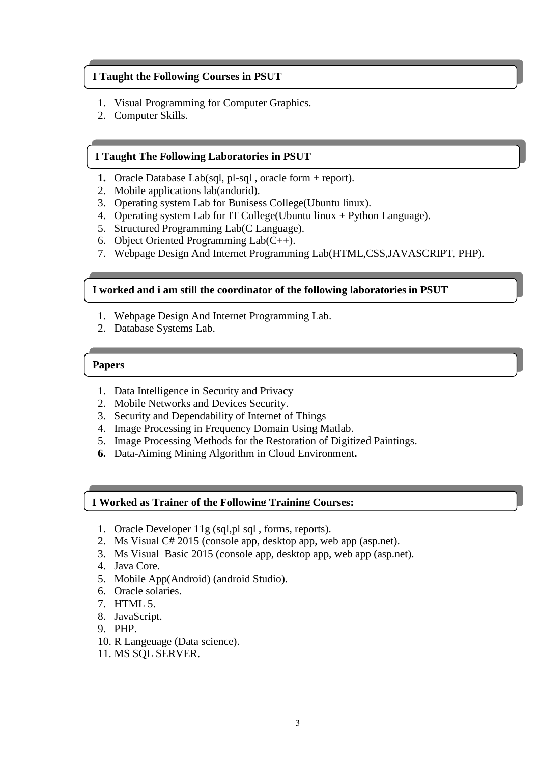## I Taught the Following Courses in PSUT

1. Visual Programming for Computer Graphics.
2. Computer Skills.

## I Taught The Following Laboratories in PSUT

1. Oracle Database Lab(sql, pl-sql , oracle form + report).
2. Mobile applications lab(andorid).
3. Operating system Lab for Bunisess College(Ubuntu linux).
4. Operating system Lab for IT College(Ubuntu linux + Python Language).
5. Structured Programming Lab(C Language).
6. Object Oriented Programming Lab(C++).
7. Webpage Design And Internet Programming Lab(HTML,CSS,JAVASCRIPT, PHP).

## I worked and i am still the coordinator of the following laboratories in PSUT

1. Webpage Design And Internet Programming Lab.
2. Database Systems Lab.

## Papers

1. Data Intelligence in Security and Privacy
2. Mobile Networks and Devices Security.
3. Security and Dependability of Internet of Things
4. Image Processing in Frequency Domain Using Matlab.
5. Image Processing Methods for the Restoration of Digitized Paintings.
6. Data-Aiming Mining Algorithm in Cloud Environment.

## I Worked as Trainer of the Following Training Courses:

1. Oracle Developer 11g (sql,pl sql , forms, reports).
2. Ms Visual C# 2015 (console app, desktop app, web app (asp.net).
3. Ms Visual Basic 2015 (console app, desktop app, web app (asp.net).
4. Java Core.
5. Mobile App(Android) (android Studio).
6. Oracle solaries.
7. HTML 5.
8. JavaScript.
9. PHP.
10. R Langeuage (Data science).
11. MS SQL SERVER.